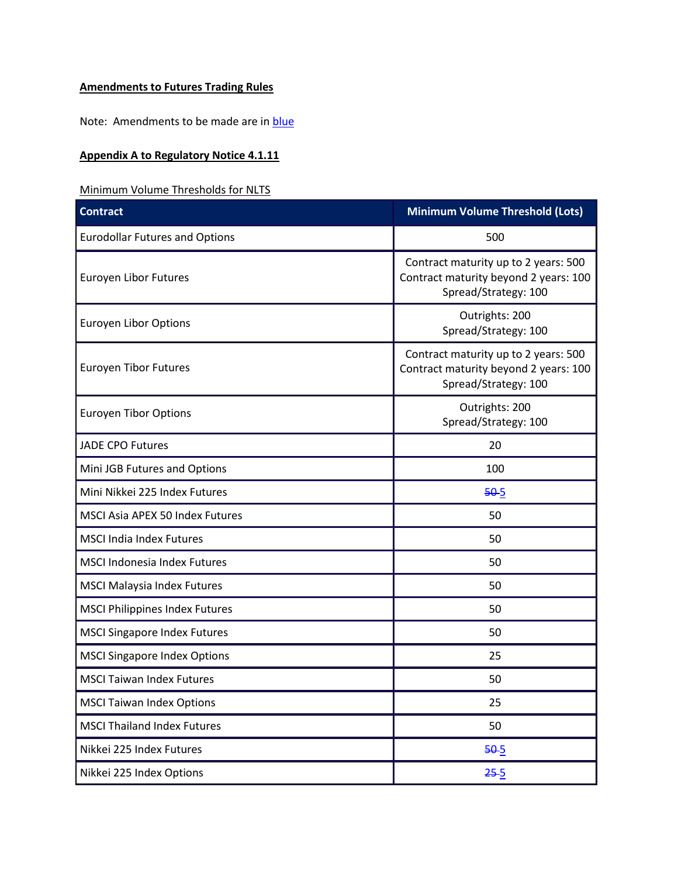**Amendments to Futures Trading Rules**

Note: Amendments to be made are in blue

**Appendix A to Regulatory Notice 4.1.11**

Minimum Volume Thresholds for NLTS

| Contract | Minimum Volume Threshold (Lots) |
| --- | --- |
| Eurodollar Futures and Options | 500 |
| Euroyen Libor Futures | Contract maturity up to 2 years: 500<br>Contract maturity beyond 2 years: 100<br>Spread/Strategy: 100 |
| Euroyen Libor Options | Outrights: 200<br>Spread/Strategy: 100 |
| Euroyen Tibor Futures | Contract maturity up to 2 years: 500<br>Contract maturity beyond 2 years: 100<br>Spread/Strategy: 100 |
| Euroyen Tibor Options | Outrights: 200<br>Spread/Strategy: 100 |
| JADE CPO Futures | 20 |
| Mini JGB Futures and Options | 100 |
| Mini Nikkei 225 Index Futures | ~~50~~ 5 |
| MSCI Asia APEX 50 Index Futures | 50 |
| MSCI India Index Futures | 50 |
| MSCI Indonesia Index Futures | 50 |
| MSCI Malaysia Index Futures | 50 |
| MSCI Philippines Index Futures | 50 |
| MSCI Singapore Index Futures | 50 |
| MSCI Singapore Index Options | 25 |
| MSCI Taiwan Index Futures | 50 |
| MSCI Taiwan Index Options | 25 |
| MSCI Thailand Index Futures | 50 |
| Nikkei 225 Index Futures | ~~50~~ 5 |
| Nikkei 225 Index Options | ~~25~~ 5 |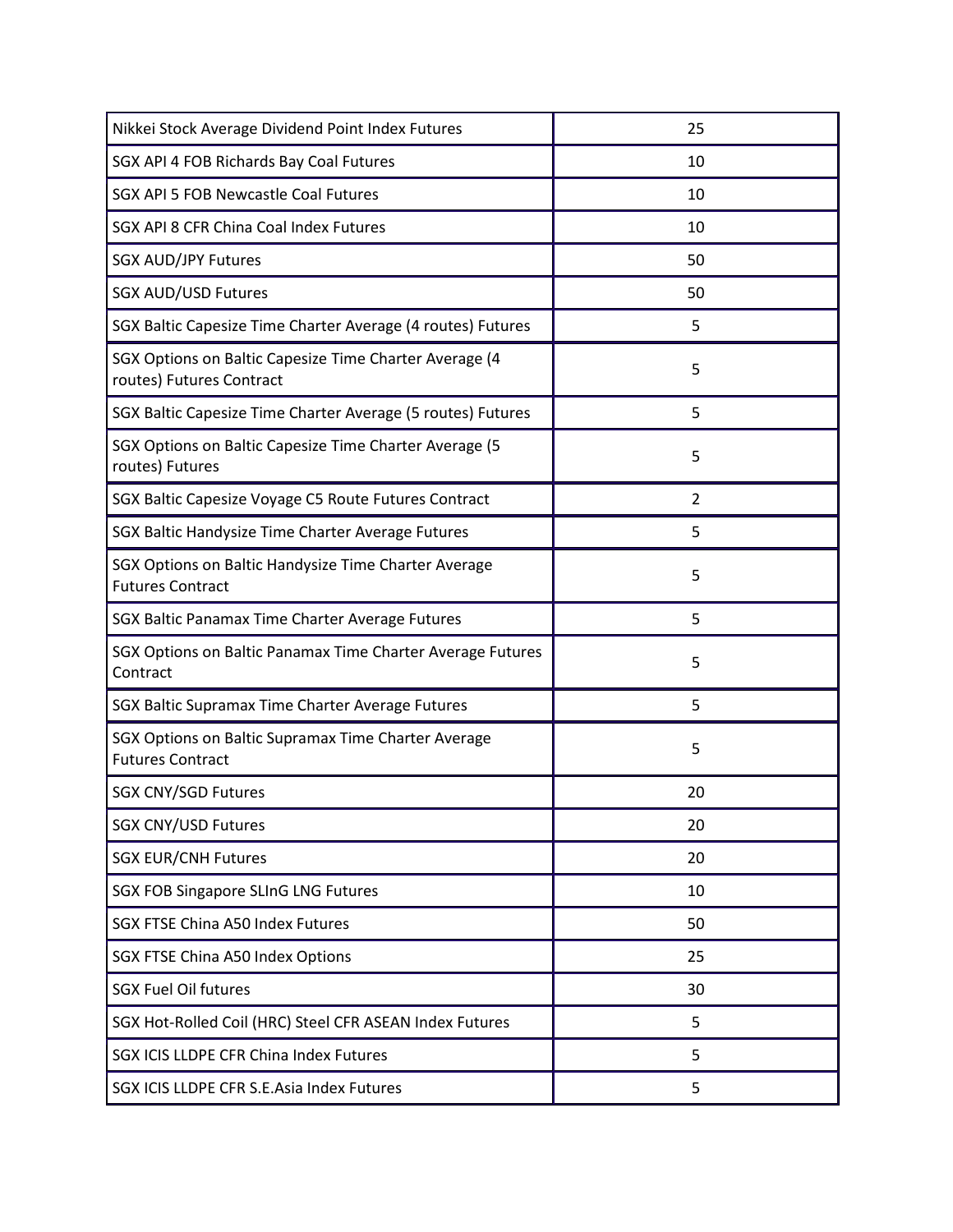| | |
|---|---|
| Nikkei Stock Average Dividend Point Index Futures | 25 |
| SGX API 4 FOB Richards Bay Coal Futures | 10 |
| SGX API 5 FOB Newcastle Coal Futures | 10 |
| SGX API 8 CFR China Coal Index Futures | 10 |
| SGX AUD/JPY Futures | 50 |
| SGX AUD/USD Futures | 50 |
| SGX Baltic Capesize Time Charter Average (4 routes) Futures | 5 |
| SGX Options on Baltic Capesize Time Charter Average (4 routes) Futures Contract | 5 |
| SGX Baltic Capesize Time Charter Average (5 routes) Futures | 5 |
| SGX Options on Baltic Capesize Time Charter Average (5 routes) Futures | 5 |
| SGX Baltic Capesize Voyage C5 Route Futures Contract | 2 |
| SGX Baltic Handysize Time Charter Average Futures | 5 |
| SGX Options on Baltic Handysize Time Charter Average Futures Contract | 5 |
| SGX Baltic Panamax Time Charter Average Futures | 5 |
| SGX Options on Baltic Panamax Time Charter Average Futures Contract | 5 |
| SGX Baltic Supramax Time Charter Average Futures | 5 |
| SGX Options on Baltic Supramax Time Charter Average Futures Contract | 5 |
| SGX CNY/SGD Futures | 20 |
| SGX CNY/USD Futures | 20 |
| SGX EUR/CNH Futures | 20 |
| SGX FOB Singapore SLInG LNG Futures | 10 |
| SGX FTSE China A50 Index Futures | 50 |
| SGX FTSE China A50 Index Options | 25 |
| SGX Fuel Oil futures | 30 |
| SGX Hot-Rolled Coil (HRC) Steel CFR ASEAN Index Futures | 5 |
| SGX ICIS LLDPE CFR China Index Futures | 5 |
| SGX ICIS LLDPE CFR S.E.Asia Index Futures | 5 |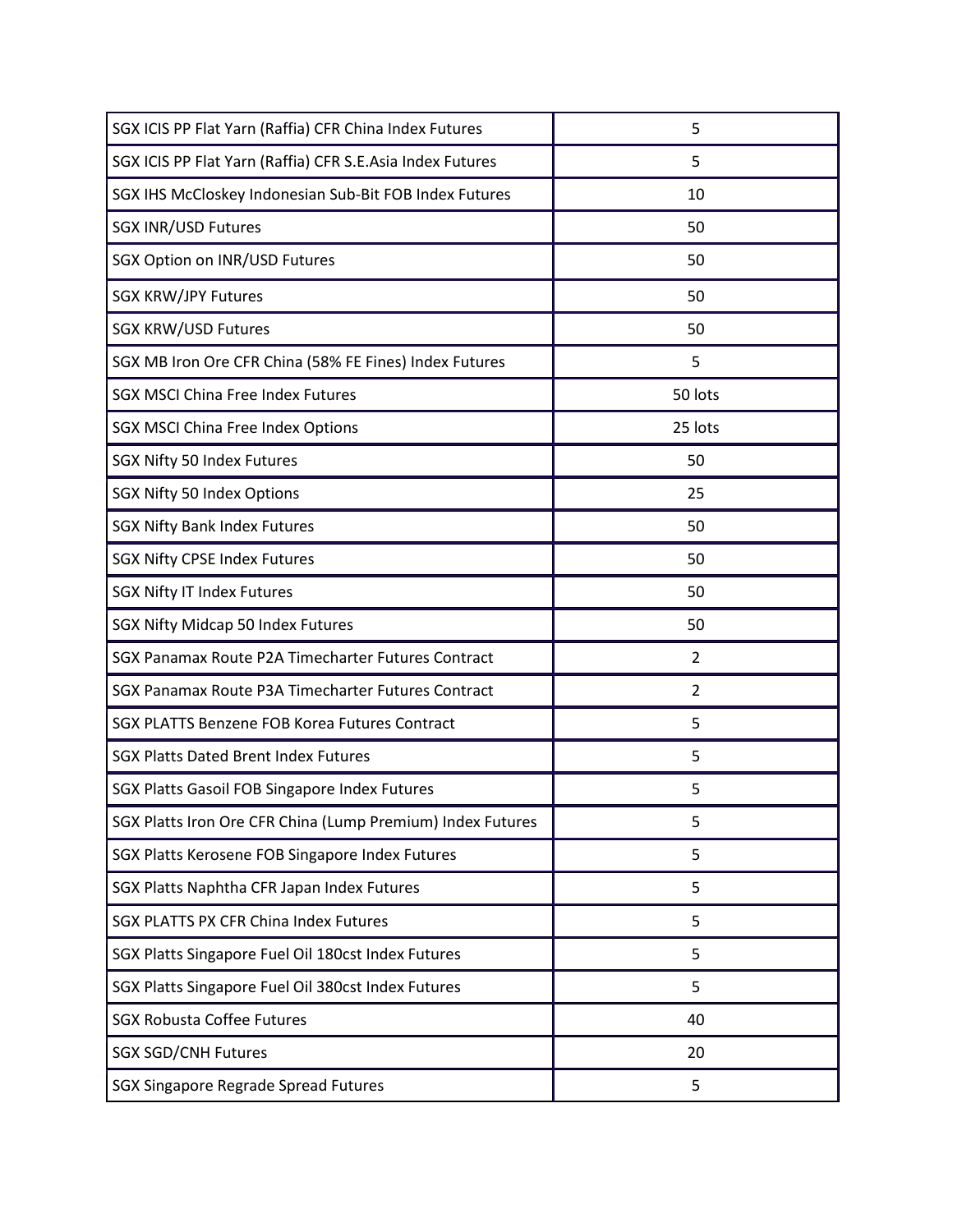| | |
|---|---|
| SGX ICIS PP Flat Yarn (Raffia) CFR China Index Futures | 5 |
| SGX ICIS PP Flat Yarn (Raffia) CFR S.E.Asia Index Futures | 5 |
| SGX IHS McCloskey Indonesian Sub-Bit FOB Index Futures | 10 |
| SGX INR/USD Futures | 50 |
| SGX Option on INR/USD Futures | 50 |
| SGX KRW/JPY Futures | 50 |
| SGX KRW/USD Futures | 50 |
| SGX MB Iron Ore CFR China (58% FE Fines) Index Futures | 5 |
| SGX MSCI China Free Index Futures | 50 lots |
| SGX MSCI China Free Index Options | 25 lots |
| SGX Nifty 50 Index Futures | 50 |
| SGX Nifty 50 Index Options | 25 |
| SGX Nifty Bank Index Futures | 50 |
| SGX Nifty CPSE Index Futures | 50 |
| SGX Nifty IT Index Futures | 50 |
| SGX Nifty Midcap 50 Index Futures | 50 |
| SGX Panamax Route P2A Timecharter Futures Contract | 2 |
| SGX Panamax Route P3A Timecharter Futures Contract | 2 |
| SGX PLATTS Benzene FOB Korea Futures Contract | 5 |
| SGX Platts Dated Brent Index Futures | 5 |
| SGX Platts Gasoil FOB Singapore Index Futures | 5 |
| SGX Platts Iron Ore CFR China (Lump Premium) Index Futures | 5 |
| SGX Platts Kerosene FOB Singapore Index Futures | 5 |
| SGX Platts Naphtha CFR Japan Index Futures | 5 |
| SGX PLATTS PX CFR China Index Futures | 5 |
| SGX Platts Singapore Fuel Oil 180cst Index Futures | 5 |
| SGX Platts Singapore Fuel Oil 380cst Index Futures | 5 |
| SGX Robusta Coffee Futures | 40 |
| SGX SGD/CNH Futures | 20 |
| SGX Singapore Regrade Spread Futures | 5 |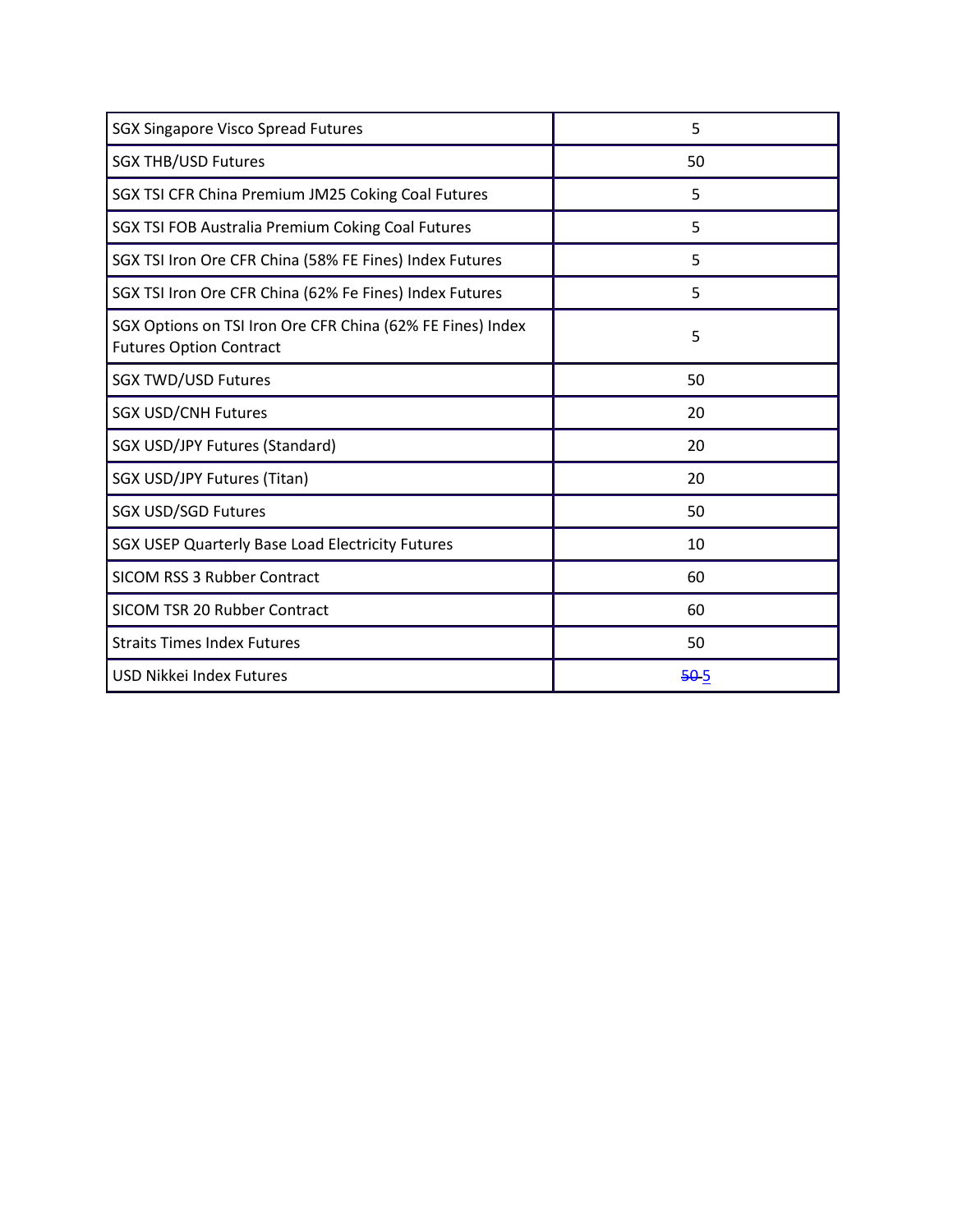| | |
|---|---|
| SGX Singapore Visco Spread Futures | 5 |
| SGX THB/USD Futures | 50 |
| SGX TSI CFR China Premium JM25 Coking Coal Futures | 5 |
| SGX TSI FOB Australia Premium Coking Coal Futures | 5 |
| SGX TSI Iron Ore CFR China (58% FE Fines) Index Futures | 5 |
| SGX TSI Iron Ore CFR China (62% Fe Fines) Index Futures | 5 |
| SGX Options on TSI Iron Ore CFR China (62% FE Fines) Index Futures Option Contract | 5 |
| SGX TWD/USD Futures | 50 |
| SGX USD/CNH Futures | 20 |
| SGX USD/JPY Futures (Standard) | 20 |
| SGX USD/JPY Futures (Titan) | 20 |
| SGX USD/SGD Futures | 50 |
| SGX USEP Quarterly Base Load Electricity Futures | 10 |
| SICOM RSS 3 Rubber Contract | 60 |
| SICOM TSR 20 Rubber Contract | 60 |
| Straits Times Index Futures | 50 |
| USD Nikkei Index Futures | ~~50~~ 5 |